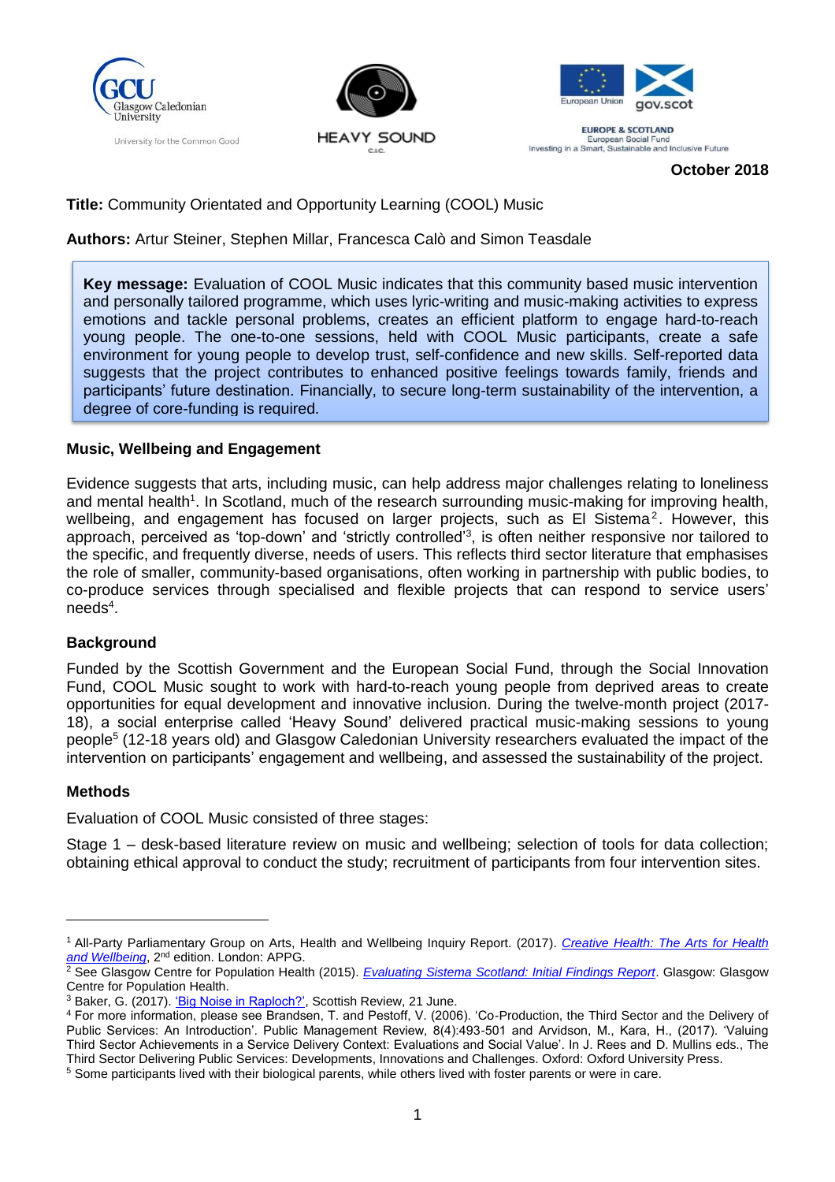GCU Glasgow Caledonian University — University for the Common Good

HEAVY SOUND C.I.C.

European Union | gov.scot — EUROPE & SCOTLAND European Social Fund — Investing in a Smart, Sustainable and Inclusive Future

**October 2018**

**Title:** Community Orientated and Opportunity Learning (COOL) Music

**Authors:** Artur Steiner, Stephen Millar, Francesca Calò and Simon Teasdale

> **Key message:** Evaluation of COOL Music indicates that this community based music intervention and personally tailored programme, which uses lyric-writing and music-making activities to express emotions and tackle personal problems, creates an efficient platform to engage hard-to-reach young people. The one-to-one sessions, held with COOL Music participants, create a safe environment for young people to develop trust, self-confidence and new skills. Self-reported data suggests that the project contributes to enhanced positive feelings towards family, friends and participants' future destination. Financially, to secure long-term sustainability of the intervention, a degree of core-funding is required.

### Music, Wellbeing and Engagement

Evidence suggests that arts, including music, can help address major challenges relating to loneliness and mental health[1]. In Scotland, much of the research surrounding music-making for improving health, wellbeing, and engagement has focused on larger projects, such as El Sistema[2]. However, this approach, perceived as 'top-down' and 'strictly controlled'[3], is often neither responsive nor tailored to the specific, and frequently diverse, needs of users. This reflects third sector literature that emphasises the role of smaller, community-based organisations, often working in partnership with public bodies, to co-produce services through specialised and flexible projects that can respond to service users' needs[4].

### Background

Funded by the Scottish Government and the European Social Fund, through the Social Innovation Fund, COOL Music sought to work with hard-to-reach young people from deprived areas to create opportunities for equal development and innovative inclusion. During the twelve-month project (2017-18), a social enterprise called 'Heavy Sound' delivered practical music-making sessions to young people[5] (12-18 years old) and Glasgow Caledonian University researchers evaluated the impact of the intervention on participants' engagement and wellbeing, and assessed the sustainability of the project.

### Methods

Evaluation of COOL Music consisted of three stages:

Stage 1 – desk-based literature review on music and wellbeing; selection of tools for data collection; obtaining ethical approval to conduct the study; recruitment of participants from four intervention sites.

---

[1] All-Party Parliamentary Group on Arts, Health and Wellbeing Inquiry Report. (2017). *Creative Health: The Arts for Health and Wellbeing*, 2nd edition. London: APPG.

[2] See Glasgow Centre for Population Health (2015). *Evaluating Sistema Scotland: Initial Findings Report*. Glasgow: Glasgow Centre for Population Health.

[3] Baker, G. (2017). 'Big Noise in Raploch?', Scottish Review, 21 June.

[4] For more information, please see Brandsen, T. and Pestoff, V. (2006). 'Co-Production, the Third Sector and the Delivery of Public Services: An Introduction'. Public Management Review, 8(4):493-501 and Arvidson, M., Kara, H., (2017). 'Valuing Third Sector Achievements in a Service Delivery Context: Evaluations and Social Value'. In J. Rees and D. Mullins eds., The Third Sector Delivering Public Services: Developments, Innovations and Challenges. Oxford: Oxford University Press.

[5] Some participants lived with their biological parents, while others lived with foster parents or were in care.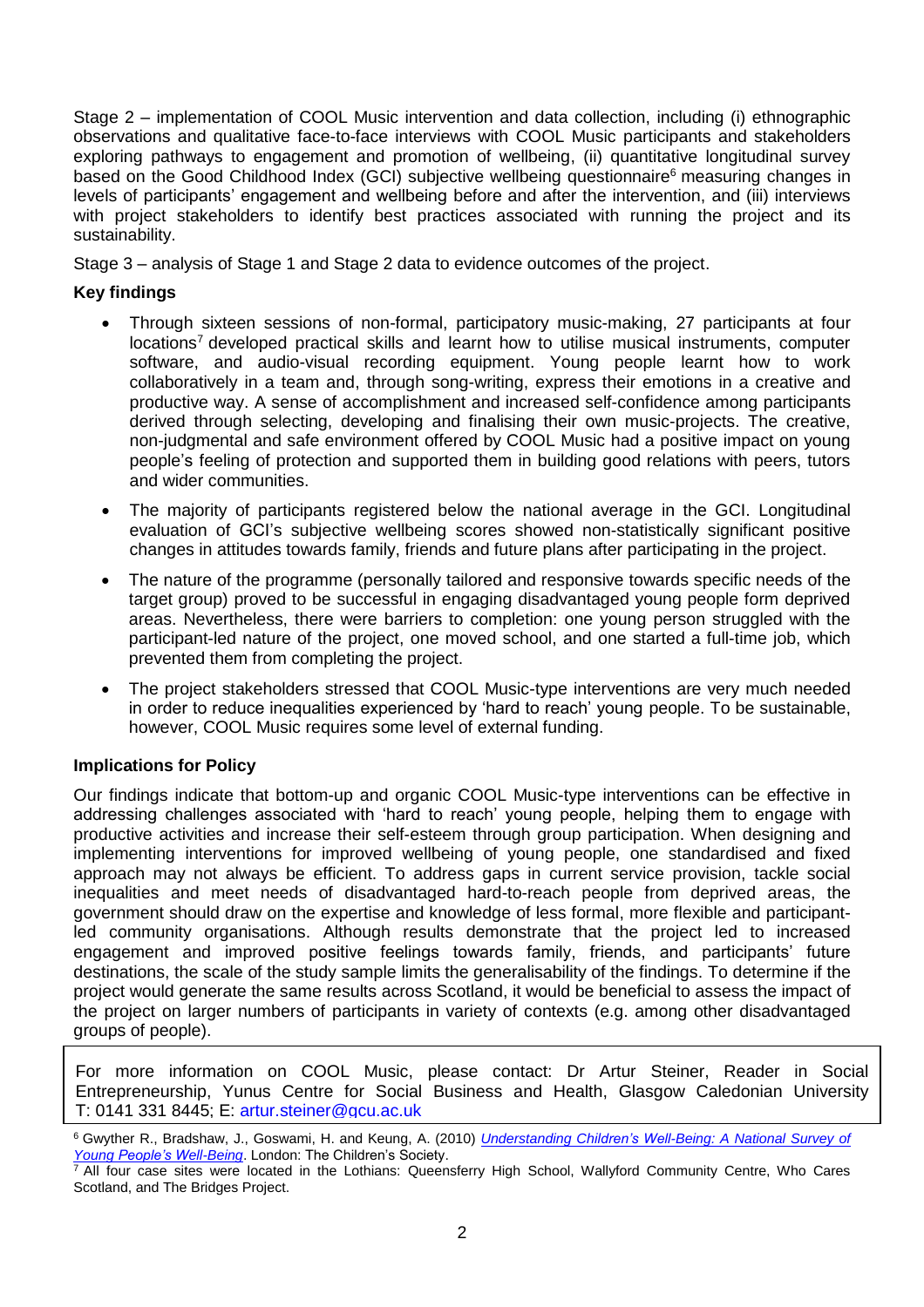Stage 2 – implementation of COOL Music intervention and data collection, including (i) ethnographic observations and qualitative face-to-face interviews with COOL Music participants and stakeholders exploring pathways to engagement and promotion of wellbeing, (ii) quantitative longitudinal survey based on the Good Childhood Index (GCI) subjective wellbeing questionnaire[6] measuring changes in levels of participants' engagement and wellbeing before and after the intervention, and (iii) interviews with project stakeholders to identify best practices associated with running the project and its sustainability.

Stage 3 – analysis of Stage 1 and Stage 2 data to evidence outcomes of the project.

**Key findings**

- Through sixteen sessions of non-formal, participatory music-making, 27 participants at four locations[7] developed practical skills and learnt how to utilise musical instruments, computer software, and audio-visual recording equipment. Young people learnt how to work collaboratively in a team and, through song-writing, express their emotions in a creative and productive way. A sense of accomplishment and increased self-confidence among participants derived through selecting, developing and finalising their own music-projects. The creative, non-judgmental and safe environment offered by COOL Music had a positive impact on young people's feeling of protection and supported them in building good relations with peers, tutors and wider communities.
- The majority of participants registered below the national average in the GCI. Longitudinal evaluation of GCI's subjective wellbeing scores showed non-statistically significant positive changes in attitudes towards family, friends and future plans after participating in the project.
- The nature of the programme (personally tailored and responsive towards specific needs of the target group) proved to be successful in engaging disadvantaged young people form deprived areas. Nevertheless, there were barriers to completion: one young person struggled with the participant-led nature of the project, one moved school, and one started a full-time job, which prevented them from completing the project.
- The project stakeholders stressed that COOL Music-type interventions are very much needed in order to reduce inequalities experienced by 'hard to reach' young people. To be sustainable, however, COOL Music requires some level of external funding.

**Implications for Policy**

Our findings indicate that bottom-up and organic COOL Music-type interventions can be effective in addressing challenges associated with 'hard to reach' young people, helping them to engage with productive activities and increase their self-esteem through group participation. When designing and implementing interventions for improved wellbeing of young people, one standardised and fixed approach may not always be efficient. To address gaps in current service provision, tackle social inequalities and meet needs of disadvantaged hard-to-reach people from deprived areas, the government should draw on the expertise and knowledge of less formal, more flexible and participant-led community organisations. Although results demonstrate that the project led to increased engagement and improved positive feelings towards family, friends, and participants' future destinations, the scale of the study sample limits the generalisability of the findings. To determine if the project would generate the same results across Scotland, it would be beneficial to assess the impact of the project on larger numbers of participants in variety of contexts (e.g. among other disadvantaged groups of people).

For more information on COOL Music, please contact: Dr Artur Steiner, Reader in Social Entrepreneurship, Yunus Centre for Social Business and Health, Glasgow Caledonian University T: 0141 331 8445; E: artur.steiner@gcu.ac.uk

[6] Gwyther R., Bradshaw, J., Goswami, H. and Keung, A. (2010) *Understanding Children's Well-Being: A National Survey of Young People's Well-Being*. London: The Children's Society.

[7] All four case sites were located in the Lothians: Queensferry High School, Wallyford Community Centre, Who Cares Scotland, and The Bridges Project.